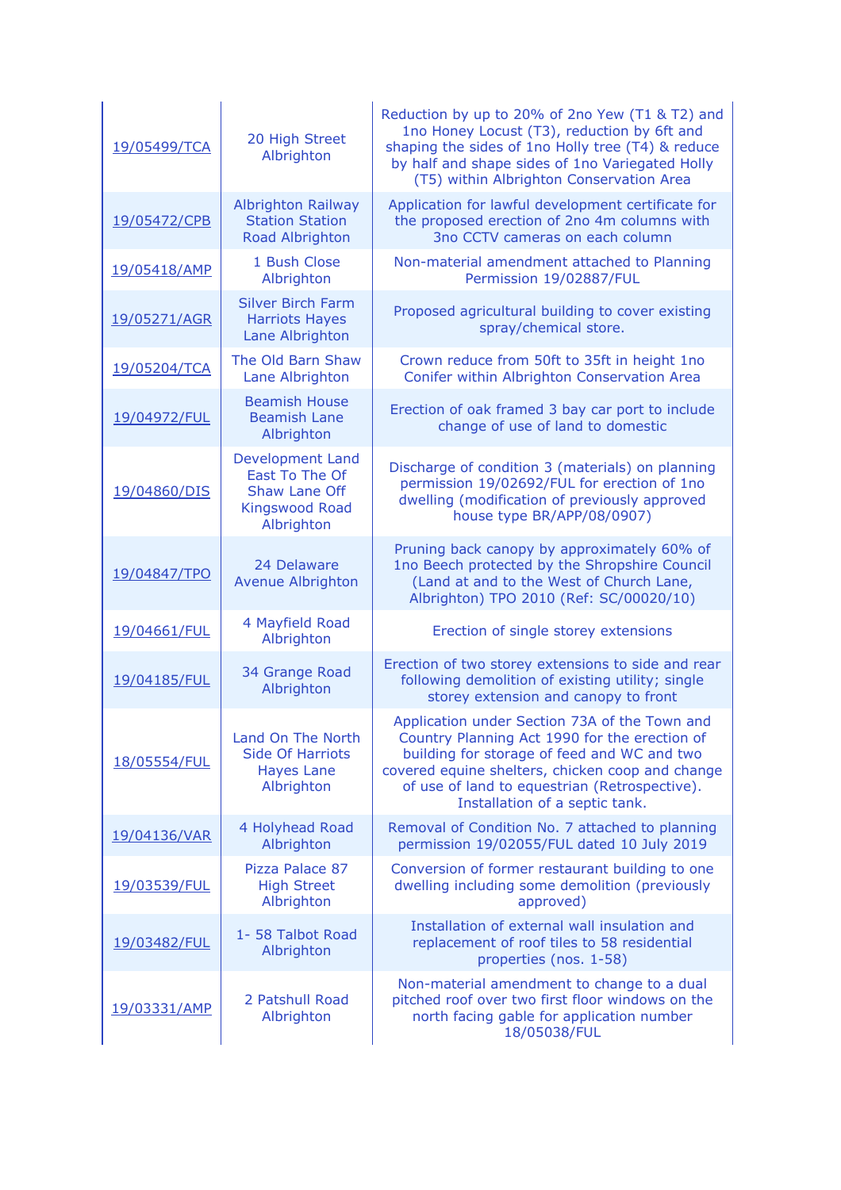| | | |
|---|---|---|
| 19/05499/TCA | 20 High Street Albrighton | Reduction by up to 20% of 2no Yew (T1 & T2) and 1no Honey Locust (T3), reduction by 6ft and shaping the sides of 1no Holly tree (T4) & reduce by half and shape sides of 1no Variegated Holly (T5) within Albrighton Conservation Area |
| 19/05472/CPB | Albrighton Railway Station Station Road Albrighton | Application for lawful development certificate for the proposed erection of 2no 4m columns with 3no CCTV cameras on each column |
| 19/05418/AMP | 1 Bush Close Albrighton | Non-material amendment attached to Planning Permission 19/02887/FUL |
| 19/05271/AGR | Silver Birch Farm Harriots Hayes Lane Albrighton | Proposed agricultural building to cover existing spray/chemical store. |
| 19/05204/TCA | The Old Barn Shaw Lane Albrighton | Crown reduce from 50ft to 35ft in height 1no Conifer within Albrighton Conservation Area |
| 19/04972/FUL | Beamish House Beamish Lane Albrighton | Erection of oak framed 3 bay car port to include change of use of land to domestic |
| 19/04860/DIS | Development Land East To The Of Shaw Lane Off Kingswood Road Albrighton | Discharge of condition 3 (materials) on planning permission 19/02692/FUL for erection of 1no dwelling (modification of previously approved house type BR/APP/08/0907) |
| 19/04847/TPO | 24 Delaware Avenue Albrighton | Pruning back canopy by approximately 60% of 1no Beech protected by the Shropshire Council (Land at and to the West of Church Lane, Albrighton) TPO 2010 (Ref: SC/00020/10) |
| 19/04661/FUL | 4 Mayfield Road Albrighton | Erection of single storey extensions |
| 19/04185/FUL | 34 Grange Road Albrighton | Erection of two storey extensions to side and rear following demolition of existing utility; single storey extension and canopy to front |
| 18/05554/FUL | Land On The North Side Of Harriots Hayes Lane Albrighton | Application under Section 73A of the Town and Country Planning Act 1990 for the erection of building for storage of feed and WC and two covered equine shelters, chicken coop and change of use of land to equestrian (Retrospective). Installation of a septic tank. |
| 19/04136/VAR | 4 Holyhead Road Albrighton | Removal of Condition No. 7 attached to planning permission 19/02055/FUL dated 10 July 2019 |
| 19/03539/FUL | Pizza Palace 87 High Street Albrighton | Conversion of former restaurant building to one dwelling including some demolition (previously approved) |
| 19/03482/FUL | 1- 58 Talbot Road Albrighton | Installation of external wall insulation and replacement of roof tiles to 58 residential properties (nos. 1-58) |
| 19/03331/AMP | 2 Patshull Road Albrighton | Non-material amendment to change to a dual pitched roof over two first floor windows on the north facing gable for application number 18/05038/FUL |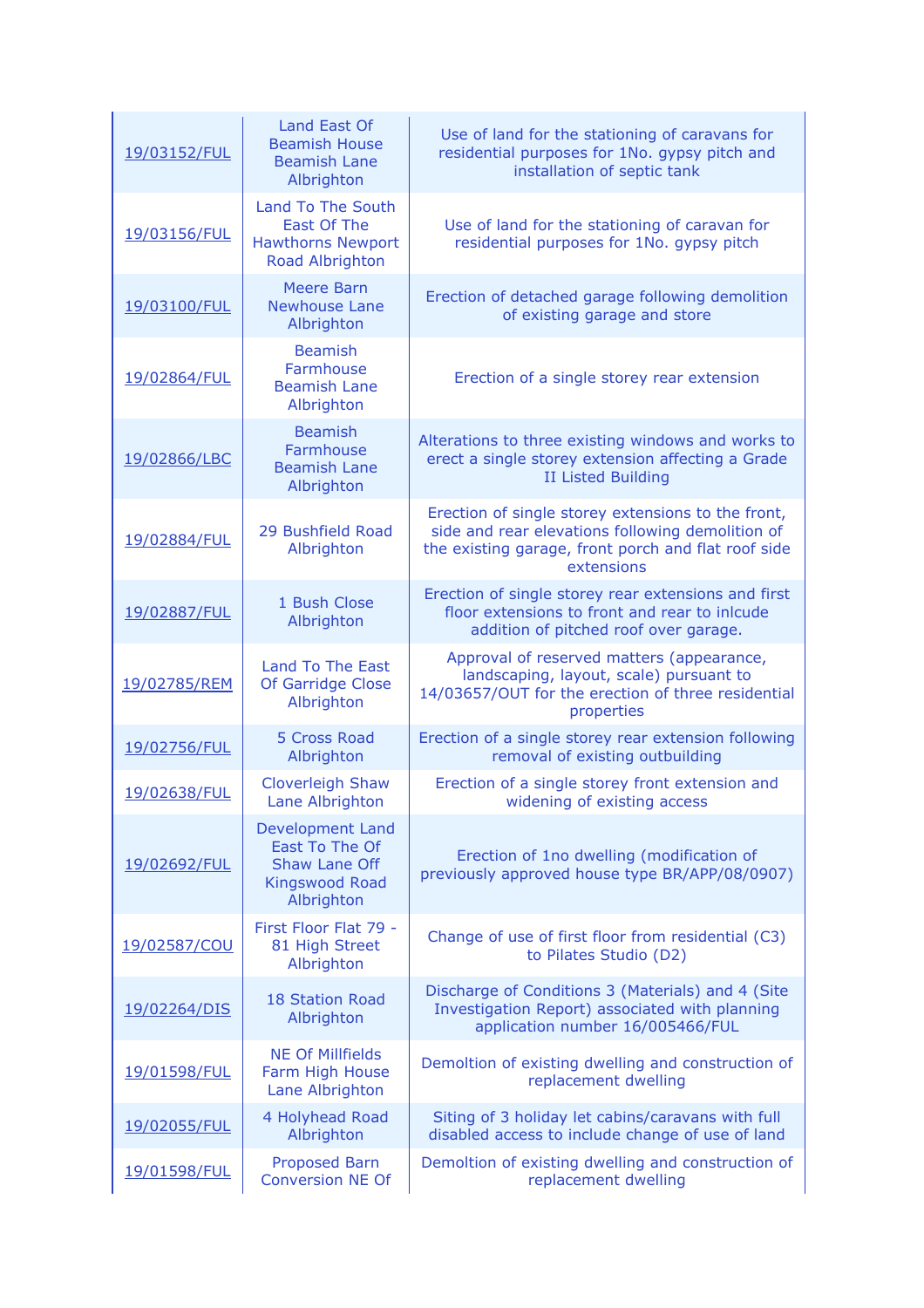| | | |
|---|---|---|
| 19/03152/FUL | Land East Of Beamish House Beamish Lane Albrighton | Use of land for the stationing of caravans for residential purposes for 1No. gypsy pitch and installation of septic tank |
| 19/03156/FUL | Land To The South East Of The Hawthorns Newport Road Albrighton | Use of land for the stationing of caravan for residential purposes for 1No. gypsy pitch |
| 19/03100/FUL | Meere Barn Newhouse Lane Albrighton | Erection of detached garage following demolition of existing garage and store |
| 19/02864/FUL | Beamish Farmhouse Beamish Lane Albrighton | Erection of a single storey rear extension |
| 19/02866/LBC | Beamish Farmhouse Beamish Lane Albrighton | Alterations to three existing windows and works to erect a single storey extension affecting a Grade II Listed Building |
| 19/02884/FUL | 29 Bushfield Road Albrighton | Erection of single storey extensions to the front, side and rear elevations following demolition of the existing garage, front porch and flat roof side extensions |
| 19/02887/FUL | 1 Bush Close Albrighton | Erection of single storey rear extensions and first floor extensions to front and rear to inlcude addition of pitched roof over garage. |
| 19/02785/REM | Land To The East Of Garridge Close Albrighton | Approval of reserved matters (appearance, landscaping, layout, scale) pursuant to 14/03657/OUT for the erection of three residential properties |
| 19/02756/FUL | 5 Cross Road Albrighton | Erection of a single storey rear extension following removal of existing outbuilding |
| 19/02638/FUL | Cloverleigh Shaw Lane Albrighton | Erection of a single storey front extension and widening of existing access |
| 19/02692/FUL | Development Land East To The Of Shaw Lane Off Kingswood Road Albrighton | Erection of 1no dwelling (modification of previously approved house type BR/APP/08/0907) |
| 19/02587/COU | First Floor Flat 79 - 81 High Street Albrighton | Change of use of first floor from residential (C3) to Pilates Studio (D2) |
| 19/02264/DIS | 18 Station Road Albrighton | Discharge of Conditions 3 (Materials) and 4 (Site Investigation Report) associated with planning application number 16/005466/FUL |
| 19/01598/FUL | NE Of Millfields Farm High House Lane Albrighton | Demoltion of existing dwelling and construction of replacement dwelling |
| 19/02055/FUL | 4 Holyhead Road Albrighton | Siting of 3 holiday let cabins/caravans with full disabled access to include change of use of land |
| 19/01598/FUL | Proposed Barn Conversion NE Of | Demoltion of existing dwelling and construction of replacement dwelling |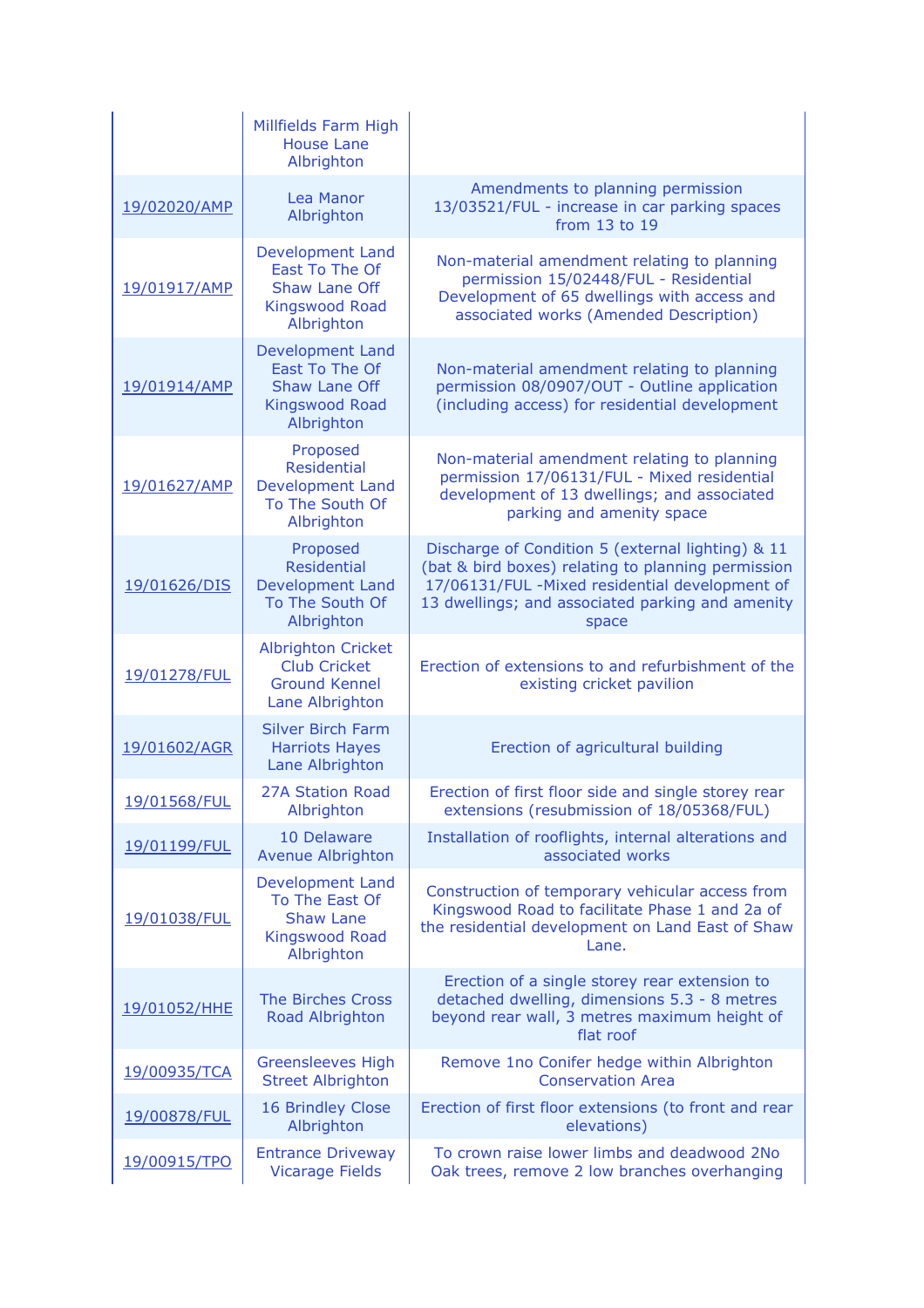| | | |
|---|---|---|
| | Millfields Farm High House Lane Albrighton | |
| 19/02020/AMP | Lea Manor Albrighton | Amendments to planning permission 13/03521/FUL - increase in car parking spaces from 13 to 19 |
| 19/01917/AMP | Development Land East To The Of Shaw Lane Off Kingswood Road Albrighton | Non-material amendment relating to planning permission 15/02448/FUL - Residential Development of 65 dwellings with access and associated works (Amended Description) |
| 19/01914/AMP | Development Land East To The Of Shaw Lane Off Kingswood Road Albrighton | Non-material amendment relating to planning permission 08/0907/OUT - Outline application (including access) for residential development |
| 19/01627/AMP | Proposed Residential Development Land To The South Of Albrighton | Non-material amendment relating to planning permission 17/06131/FUL - Mixed residential development of 13 dwellings; and associated parking and amenity space |
| 19/01626/DIS | Proposed Residential Development Land To The South Of Albrighton | Discharge of Condition 5 (external lighting) & 11 (bat & bird boxes) relating to planning permission 17/06131/FUL -Mixed residential development of 13 dwellings; and associated parking and amenity space |
| 19/01278/FUL | Albrighton Cricket Club Cricket Ground Kennel Lane Albrighton | Erection of extensions to and refurbishment of the existing cricket pavilion |
| 19/01602/AGR | Silver Birch Farm Harriots Hayes Lane Albrighton | Erection of agricultural building |
| 19/01568/FUL | 27A Station Road Albrighton | Erection of first floor side and single storey rear extensions (resubmission of 18/05368/FUL) |
| 19/01199/FUL | 10 Delaware Avenue Albrighton | Installation of rooflights, internal alterations and associated works |
| 19/01038/FUL | Development Land To The East Of Shaw Lane Kingswood Road Albrighton | Construction of temporary vehicular access from Kingswood Road to facilitate Phase 1 and 2a of the residential development on Land East of Shaw Lane. |
| 19/01052/HHE | The Birches Cross Road Albrighton | Erection of a single storey rear extension to detached dwelling, dimensions 5.3 - 8 metres beyond rear wall, 3 metres maximum height of flat roof |
| 19/00935/TCA | Greensleeves High Street Albrighton | Remove 1no Conifer hedge within Albrighton Conservation Area |
| 19/00878/FUL | 16 Brindley Close Albrighton | Erection of first floor extensions (to front and rear elevations) |
| 19/00915/TPO | Entrance Driveway Vicarage Fields | To crown raise lower limbs and deadwood 2No Oak trees, remove 2 low branches overhanging |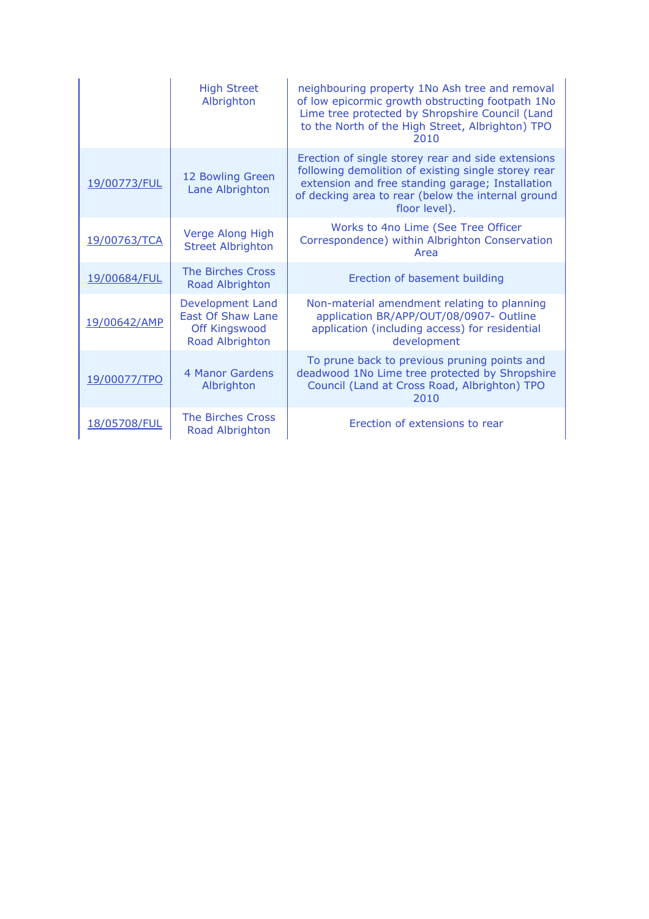| | | |
|---|---|---|
| | High Street Albrighton | neighbouring property 1No Ash tree and removal of low epicormic growth obstructing footpath 1No Lime tree protected by Shropshire Council (Land to the North of the High Street, Albrighton) TPO 2010 |
| 19/00773/FUL | 12 Bowling Green Lane Albrighton | Erection of single storey rear and side extensions following demolition of existing single storey rear extension and free standing garage; Installation of decking area to rear (below the internal ground floor level). |
| 19/00763/TCA | Verge Along High Street Albrighton | Works to 4no Lime (See Tree Officer Correspondence) within Albrighton Conservation Area |
| 19/00684/FUL | The Birches Cross Road Albrighton | Erection of basement building |
| 19/00642/AMP | Development Land East Of Shaw Lane Off Kingswood Road Albrighton | Non-material amendment relating to planning application BR/APP/OUT/08/0907- Outline application (including access) for residential development |
| 19/00077/TPO | 4 Manor Gardens Albrighton | To prune back to previous pruning points and deadwood 1No Lime tree protected by Shropshire Council (Land at Cross Road, Albrighton) TPO 2010 |
| 18/05708/FUL | The Birches Cross Road Albrighton | Erection of extensions to rear |